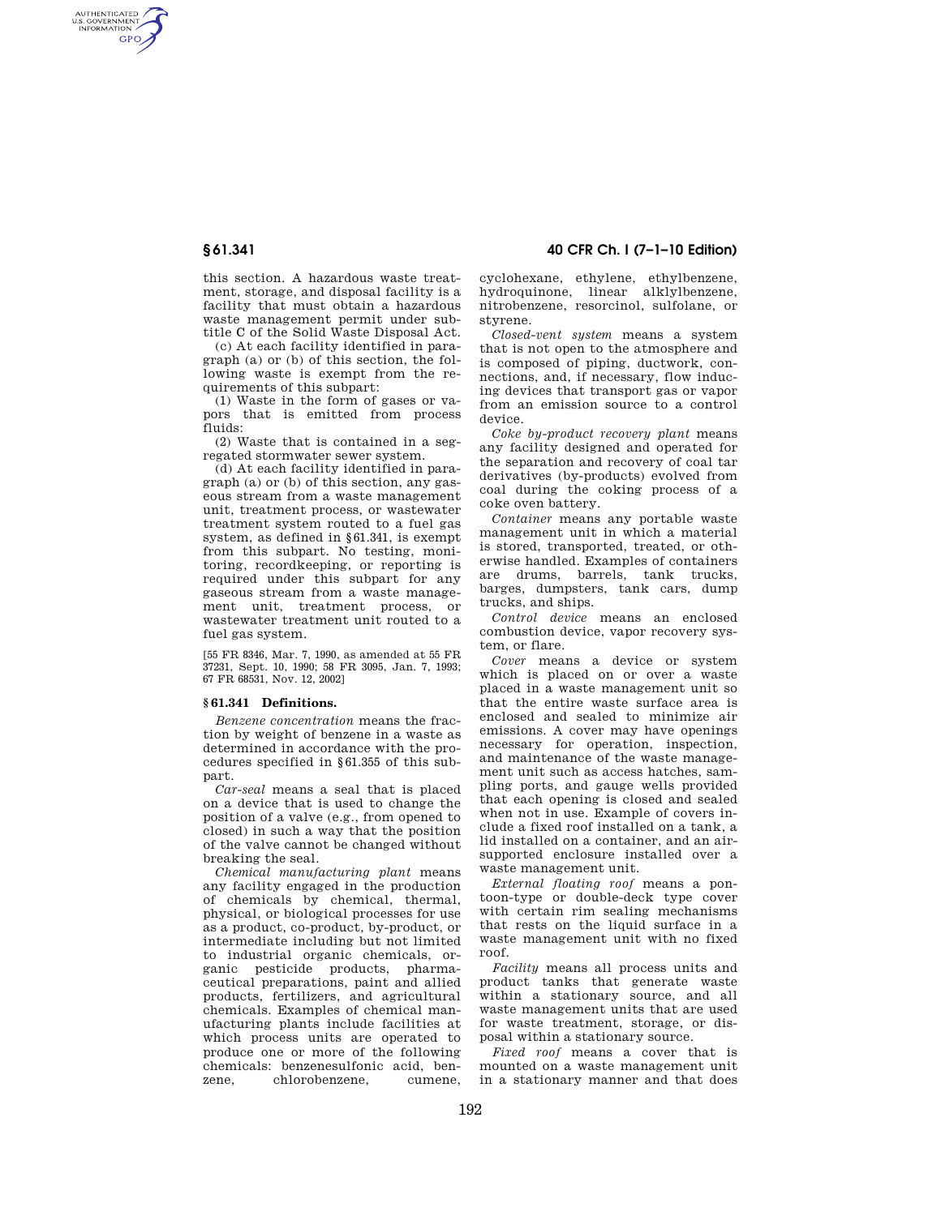this section. A hazardous waste treatment, storage, and disposal facility is a facility that must obtain a hazardous waste management permit under subtitle C of the Solid Waste Disposal Act.

(c) At each facility identified in paragraph (a) or (b) of this section, the following waste is exempt from the requirements of this subpart:

(1) Waste in the form of gases or vapors that is emitted from process fluids;

(2) Waste that is contained in a segregated stormwater sewer system.

(d) At each facility identified in paragraph (a) or (b) of this section, any gaseous stream from a waste management unit, treatment process, or wastewater treatment system routed to a fuel gas system, as defined in §61.341, is exempt from this subpart. No testing, monitoring, recordkeeping, or reporting is required under this subpart for any gaseous stream from a waste management unit, treatment process, or wastewater treatment unit routed to a fuel gas system.

[55 FR 8346, Mar. 7, 1990, as amended at 55 FR 37231, Sept. 10, 1990; 58 FR 3095, Jan. 7, 1993; 67 FR 68531, Nov. 12, 2002]

## §61.341 Definitions.

*Benzene concentration* means the fraction by weight of benzene in a waste as determined in accordance with the procedures specified in §61.355 of this subpart.

*Car-seal* means a seal that is placed on a device that is used to change the position of a valve (e.g., from opened to closed) in such a way that the position of the valve cannot be changed without breaking the seal.

*Chemical manufacturing plant* means any facility engaged in the production of chemicals by chemical, thermal, physical, or biological processes for use as a product, co-product, by-product, or intermediate including but not limited to industrial organic chemicals, organic pesticide products, pharmaceutical preparations, paint and allied products, fertilizers, and agricultural chemicals. Examples of chemical manufacturing plants include facilities at which process units are operated to produce one or more of the following chemicals: benzenesulfonic acid, benzene, chlorobenzene, cumene, cyclohexane, ethylene, ethylbenzene, hydroquinone, linear alklylbenzene, nitrobenzene, resorcinol, sulfolane, or styrene.

*Closed-vent system* means a system that is not open to the atmosphere and is composed of piping, ductwork, connections, and, if necessary, flow inducing devices that transport gas or vapor from an emission source to a control device.

*Coke by-product recovery plant* means any facility designed and operated for the separation and recovery of coal tar derivatives (by-products) evolved from coal during the coking process of a coke oven battery.

*Container* means any portable waste management unit in which a material is stored, transported, treated, or otherwise handled. Examples of containers are drums, barrels, tank trucks, barges, dumpsters, tank cars, dump trucks, and ships.

*Control device* means an enclosed combustion device, vapor recovery system, or flare.

*Cover* means a device or system which is placed on or over a waste placed in a waste management unit so that the entire waste surface area is enclosed and sealed to minimize air emissions. A cover may have openings necessary for operation, inspection, and maintenance of the waste management unit such as access hatches, sampling ports, and gauge wells provided that each opening is closed and sealed when not in use. Example of covers include a fixed roof installed on a tank, a lid installed on a container, and an air-supported enclosure installed over a waste management unit.

*External floating roof* means a pontoon-type or double-deck type cover with certain rim sealing mechanisms that rests on the liquid surface in a waste management unit with no fixed roof.

*Facility* means all process units and product tanks that generate waste within a stationary source, and all waste management units that are used for waste treatment, storage, or disposal within a stationary source.

*Fixed roof* means a cover that is mounted on a waste management unit in a stationary manner and that does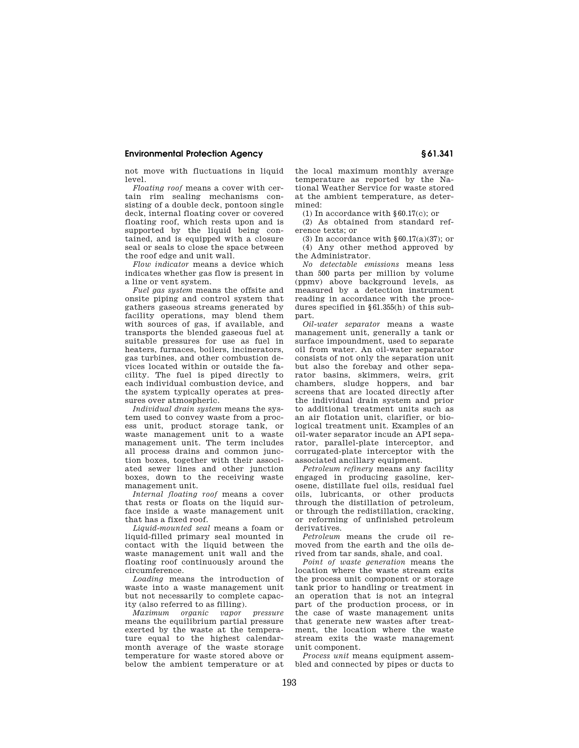not move with fluctuations in liquid level.

*Floating roof* means a cover with certain rim sealing mechanisms consisting of a double deck, pontoon single deck, internal floating cover or covered floating roof, which rests upon and is supported by the liquid being contained, and is equipped with a closure seal or seals to close the space between the roof edge and unit wall.

*Flow indicator* means a device which indicates whether gas flow is present in a line or vent system.

*Fuel gas system* means the offsite and onsite piping and control system that gathers gaseous streams generated by facility operations, may blend them with sources of gas, if available, and transports the blended gaseous fuel at suitable pressures for use as fuel in heaters, furnaces, boilers, incinerators, gas turbines, and other combustion devices located within or outside the facility. The fuel is piped directly to each individual combustion device, and the system typically operates at pressures over atmospheric.

*Individual drain system* means the system used to convey waste from a process unit, product storage tank, or waste management unit to a waste management unit. The term includes all process drains and common junction boxes, together with their associated sewer lines and other junction boxes, down to the receiving waste management unit.

*Internal floating roof* means a cover that rests or floats on the liquid surface inside a waste management unit that has a fixed roof.

*Liquid-mounted seal* means a foam or liquid-filled primary seal mounted in contact with the liquid between the waste management unit wall and the floating roof continuously around the circumference.

*Loading* means the introduction of waste into a waste management unit but not necessarily to complete capacity (also referred to as filling).

*Maximum organic vapor pressure* means the equilibrium partial pressure exerted by the waste at the temperature equal to the highest calendar-month average of the waste storage temperature for waste stored above or below the ambient temperature or at the local maximum monthly average temperature as reported by the National Weather Service for waste stored at the ambient temperature, as determined:

(1) In accordance with §60.17(c); or

(2) As obtained from standard reference texts; or

(3) In accordance with §60.17(a)(37); or

(4) Any other method approved by the Administrator.

*No detectable emissions* means less than 500 parts per million by volume (ppmv) above background levels, as measured by a detection instrument reading in accordance with the procedures specified in §61.355(h) of this subpart.

*Oil-water separator* means a waste management unit, generally a tank or surface impoundment, used to separate oil from water. An oil-water separator consists of not only the separation unit but also the forebay and other separator basins, skimmers, weirs, grit chambers, sludge hoppers, and bar screens that are located directly after the individual drain system and prior to additional treatment units such as an air flotation unit, clarifier, or biological treatment unit. Examples of an oil-water separator incude an API separator, parallel-plate interceptor, and corrugated-plate interceptor with the associated ancillary equipment.

*Petroleum refinery* means any facility engaged in producing gasoline, kerosene, distillate fuel oils, residual fuel oils, lubricants, or other products through the distillation of petroleum, or through the redistillation, cracking, or reforming of unfinished petroleum derivatives.

*Petroleum* means the crude oil removed from the earth and the oils derived from tar sands, shale, and coal.

*Point of waste generation* means the location where the waste stream exits the process unit component or storage tank prior to handling or treatment in an operation that is not an integral part of the production process, or in the case of waste management units that generate new wastes after treatment, the location where the waste stream exits the waste management unit component.

*Process unit* means equipment assembled and connected by pipes or ducts to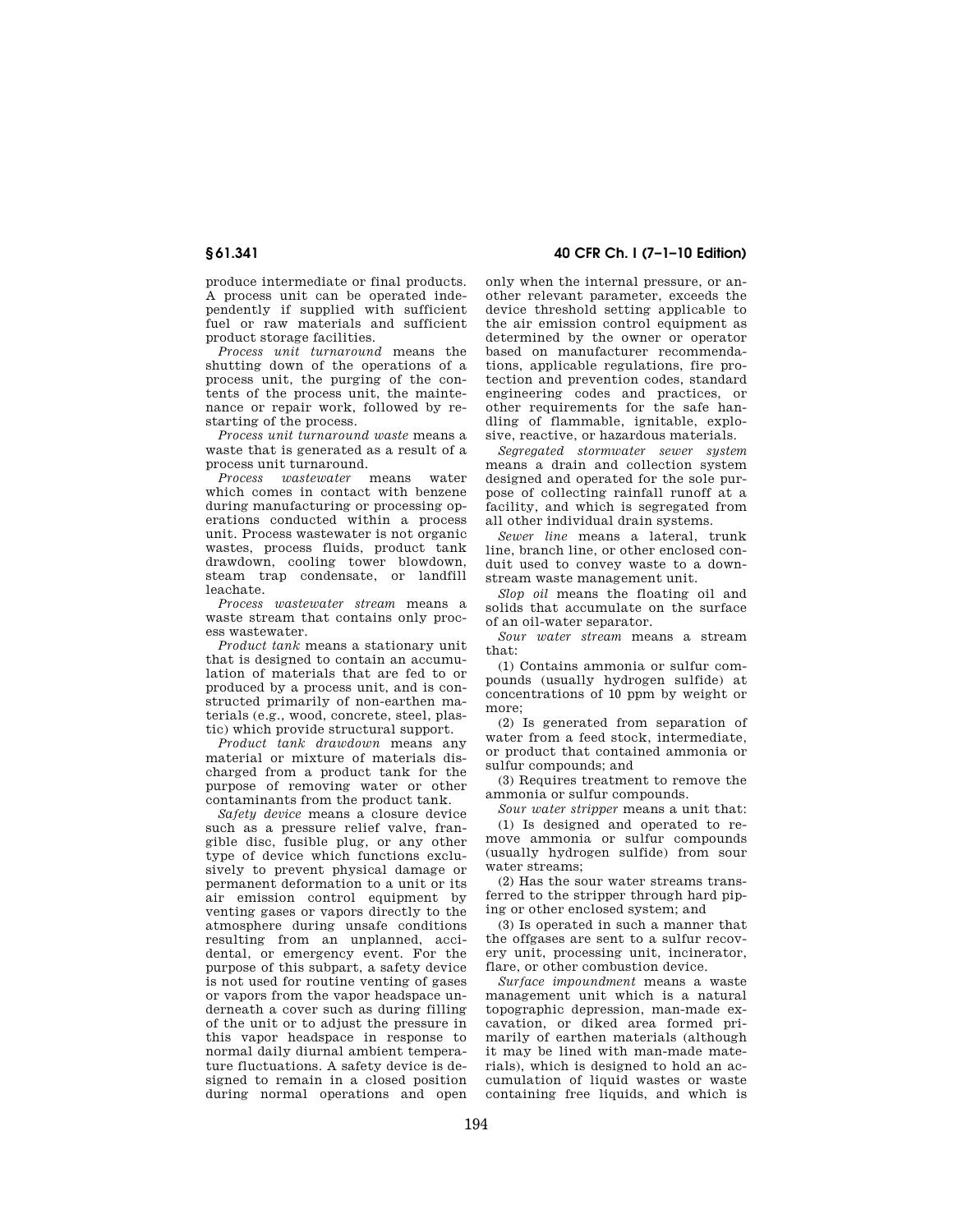produce intermediate or final products. A process unit can be operated independently if supplied with sufficient fuel or raw materials and sufficient product storage facilities.

*Process unit turnaround* means the shutting down of the operations of a process unit, the purging of the contents of the process unit, the maintenance or repair work, followed by restarting of the process.

*Process unit turnaround waste* means a waste that is generated as a result of a process unit turnaround.

*Process wastewater* means water which comes in contact with benzene during manufacturing or processing operations conducted within a process unit. Process wastewater is not organic wastes, process fluids, product tank drawdown, cooling tower blowdown, steam trap condensate, or landfill leachate.

*Process wastewater stream* means a waste stream that contains only process wastewater.

*Product tank* means a stationary unit that is designed to contain an accumulation of materials that are fed to or produced by a process unit, and is constructed primarily of non-earthen materials (e.g., wood, concrete, steel, plastic) which provide structural support.

*Product tank drawdown* means any material or mixture of materials discharged from a product tank for the purpose of removing water or other contaminants from the product tank.

*Safety device* means a closure device such as a pressure relief valve, frangible disc, fusible plug, or any other type of device which functions exclusively to prevent physical damage or permanent deformation to a unit or its air emission control equipment by venting gases or vapors directly to the atmosphere during unsafe conditions resulting from an unplanned, accidental, or emergency event. For the purpose of this subpart, a safety device is not used for routine venting of gases or vapors from the vapor headspace underneath a cover such as during filling of the unit or to adjust the pressure in this vapor headspace in response to normal daily diurnal ambient temperature fluctuations. A safety device is designed to remain in a closed position during normal operations and open only when the internal pressure, or another relevant parameter, exceeds the device threshold setting applicable to the air emission control equipment as determined by the owner or operator based on manufacturer recommendations, applicable regulations, fire protection and prevention codes, standard engineering codes and practices, or other requirements for the safe handling of flammable, ignitable, explosive, reactive, or hazardous materials.

*Segregated stormwater sewer system* means a drain and collection system designed and operated for the sole purpose of collecting rainfall runoff at a facility, and which is segregated from all other individual drain systems.

*Sewer line* means a lateral, trunk line, branch line, or other enclosed conduit used to convey waste to a downstream waste management unit.

*Slop oil* means the floating oil and solids that accumulate on the surface of an oil-water separator.

*Sour water stream* means a stream that:

(1) Contains ammonia or sulfur compounds (usually hydrogen sulfide) at concentrations of 10 ppm by weight or more;

(2) Is generated from separation of water from a feed stock, intermediate, or product that contained ammonia or sulfur compounds; and

(3) Requires treatment to remove the ammonia or sulfur compounds.

*Sour water stripper* means a unit that:

(1) Is designed and operated to remove ammonia or sulfur compounds (usually hydrogen sulfide) from sour water streams;

(2) Has the sour water streams transferred to the stripper through hard piping or other enclosed system; and

(3) Is operated in such a manner that the offgases are sent to a sulfur recovery unit, processing unit, incinerator, flare, or other combustion device.

*Surface impoundment* means a waste management unit which is a natural topographic depression, man-made excavation, or diked area formed primarily of earthen materials (although it may be lined with man-made materials), which is designed to hold an accumulation of liquid wastes or waste containing free liquids, and which is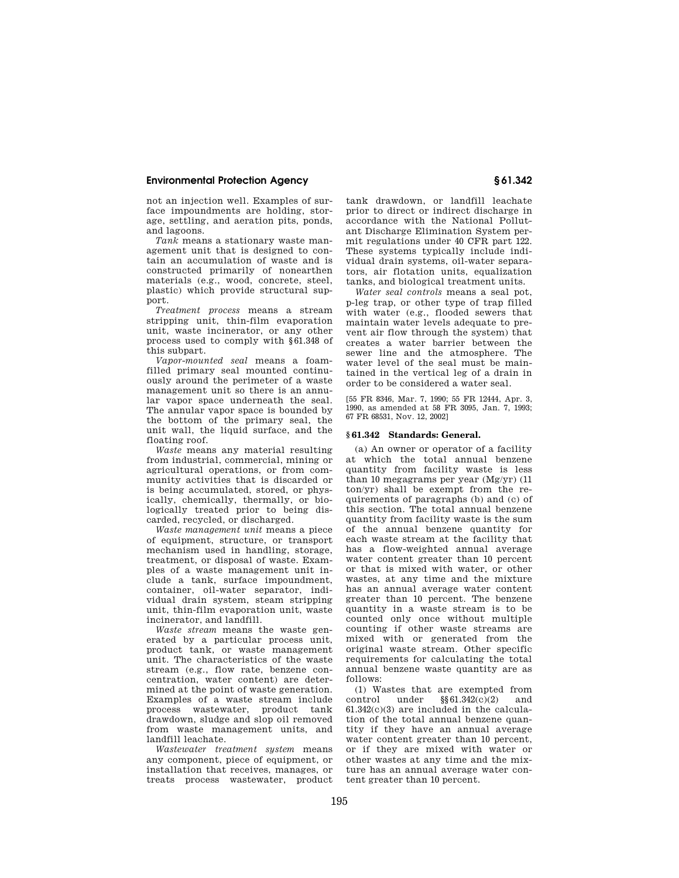not an injection well. Examples of surface impoundments are holding, storage, settling, and aeration pits, ponds, and lagoons.

*Tank* means a stationary waste management unit that is designed to contain an accumulation of waste and is constructed primarily of nonearthen materials (e.g., wood, concrete, steel, plastic) which provide structural support.

*Treatment process* means a stream stripping unit, thin-film evaporation unit, waste incinerator, or any other process used to comply with §61.348 of this subpart.

*Vapor-mounted seal* means a foam-filled primary seal mounted continuously around the perimeter of a waste management unit so there is an annular vapor space underneath the seal. The annular vapor space is bounded by the bottom of the primary seal, the unit wall, the liquid surface, and the floating roof.

*Waste* means any material resulting from industrial, commercial, mining or agricultural operations, or from community activities that is discarded or is being accumulated, stored, or physically, chemically, thermally, or biologically treated prior to being discarded, recycled, or discharged.

*Waste management unit* means a piece of equipment, structure, or transport mechanism used in handling, storage, treatment, or disposal of waste. Examples of a waste management unit include a tank, surface impoundment, container, oil-water separator, individual drain system, steam stripping unit, thin-film evaporation unit, waste incinerator, and landfill.

*Waste stream* means the waste generated by a particular process unit, product tank, or waste management unit. The characteristics of the waste stream (e.g., flow rate, benzene concentration, water content) are determined at the point of waste generation. Examples of a waste stream include process wastewater, product tank drawdown, sludge and slop oil removed from waste management units, and landfill leachate.

*Wastewater treatment system* means any component, piece of equipment, or installation that receives, manages, or treats process wastewater, product tank drawdown, or landfill leachate prior to direct or indirect discharge in accordance with the National Pollutant Discharge Elimination System permit regulations under 40 CFR part 122. These systems typically include individual drain systems, oil-water separators, air flotation units, equalization tanks, and biological treatment units.

*Water seal controls* means a seal pot, p-leg trap, or other type of trap filled with water (e.g., flooded sewers that maintain water levels adequate to prevent air flow through the system) that creates a water barrier between the sewer line and the atmosphere. The water level of the seal must be maintained in the vertical leg of a drain in order to be considered a water seal.

[55 FR 8346, Mar. 7, 1990; 55 FR 12444, Apr. 3, 1990, as amended at 58 FR 3095, Jan. 7, 1993; 67 FR 68531, Nov. 12, 2002]

### § 61.342 Standards: General.

(a) An owner or operator of a facility at which the total annual benzene quantity from facility waste is less than 10 megagrams per year (Mg/yr) (11 ton/yr) shall be exempt from the requirements of paragraphs (b) and (c) of this section. The total annual benzene quantity from facility waste is the sum of the annual benzene quantity for each waste stream at the facility that has a flow-weighted annual average water content greater than 10 percent or that is mixed with water, or other wastes, at any time and the mixture has an annual average water content greater than 10 percent. The benzene quantity in a waste stream is to be counted only once without multiple counting if other waste streams are mixed with or generated from the original waste stream. Other specific requirements for calculating the total annual benzene waste quantity are as follows:

(1) Wastes that are exempted from control under §§61.342(c)(2) and 61.342(c)(3) are included in the calculation of the total annual benzene quantity if they have an annual average water content greater than 10 percent, or if they are mixed with water or other wastes at any time and the mixture has an annual average water content greater than 10 percent.